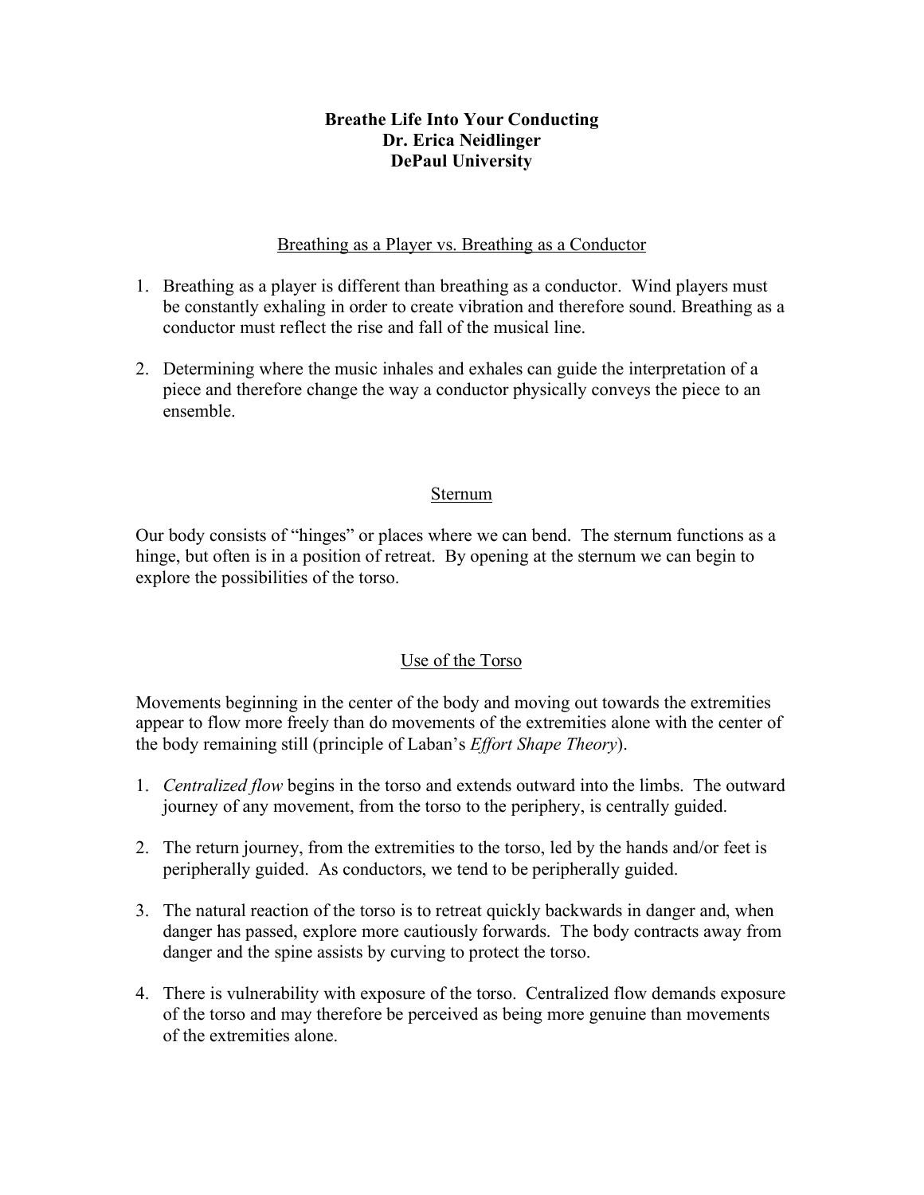**Breathe Life Into Your Conducting**
**Dr. Erica Neidlinger**
**DePaul University**

## Breathing as a Player vs. Breathing as a Conductor

1. Breathing as a player is different than breathing as a conductor. Wind players must be constantly exhaling in order to create vibration and therefore sound. Breathing as a conductor must reflect the rise and fall of the musical line.

2. Determining where the music inhales and exhales can guide the interpretation of a piece and therefore change the way a conductor physically conveys the piece to an ensemble.

## Sternum

Our body consists of "hinges" or places where we can bend. The sternum functions as a hinge, but often is in a position of retreat. By opening at the sternum we can begin to explore the possibilities of the torso.

## Use of the Torso

Movements beginning in the center of the body and moving out towards the extremities appear to flow more freely than do movements of the extremities alone with the center of the body remaining still (principle of Laban's *Effort Shape Theory*).

1. *Centralized flow* begins in the torso and extends outward into the limbs. The outward journey of any movement, from the torso to the periphery, is centrally guided.

2. The return journey, from the extremities to the torso, led by the hands and/or feet is peripherally guided. As conductors, we tend to be peripherally guided.

3. The natural reaction of the torso is to retreat quickly backwards in danger and, when danger has passed, explore more cautiously forwards. The body contracts away from danger and the spine assists by curving to protect the torso.

4. There is vulnerability with exposure of the torso. Centralized flow demands exposure of the torso and may therefore be perceived as being more genuine than movements of the extremities alone.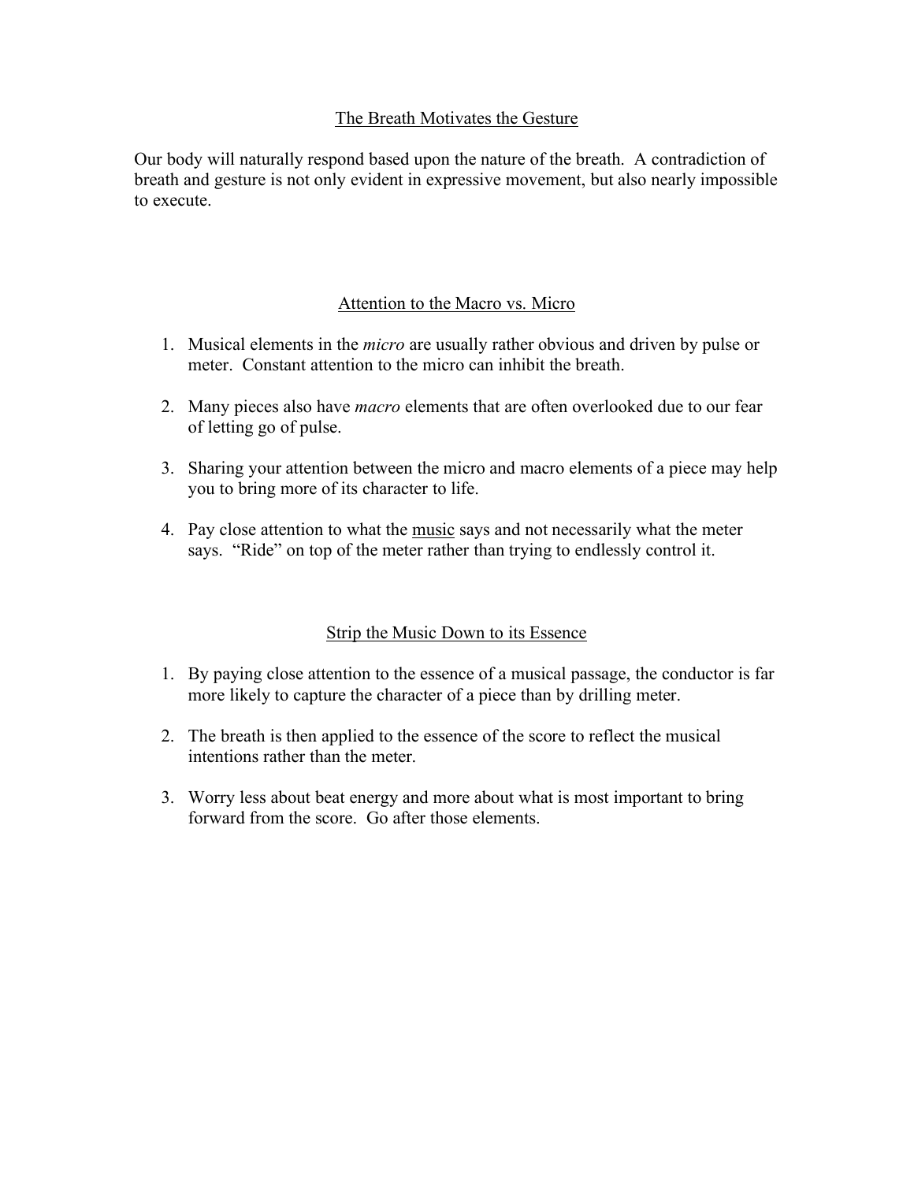## The Breath Motivates the Gesture

Our body will naturally respond based upon the nature of the breath. A contradiction of breath and gesture is not only evident in expressive movement, but also nearly impossible to execute.

## Attention to the Macro vs. Micro

1. Musical elements in the *micro* are usually rather obvious and driven by pulse or meter. Constant attention to the micro can inhibit the breath.

2. Many pieces also have *macro* elements that are often overlooked due to our fear of letting go of pulse.

3. Sharing your attention between the micro and macro elements of a piece may help you to bring more of its character to life.

4. Pay close attention to what the <u>music</u> says and not necessarily what the meter says. "Ride" on top of the meter rather than trying to endlessly control it.

## Strip the Music Down to its Essence

1. By paying close attention to the essence of a musical passage, the conductor is far more likely to capture the character of a piece than by drilling meter.

2. The breath is then applied to the essence of the score to reflect the musical intentions rather than the meter.

3. Worry less about beat energy and more about what is most important to bring forward from the score. Go after those elements.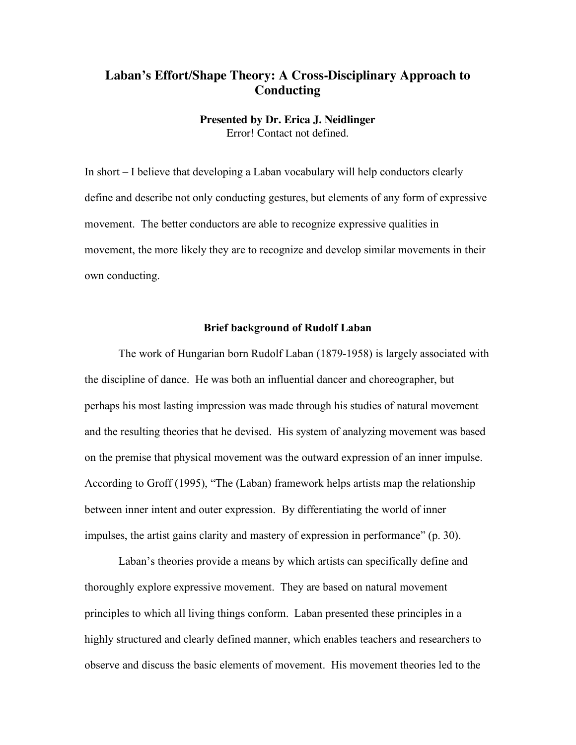# Laban's Effort/Shape Theory: A Cross-Disciplinary Approach to Conducting

**Presented by Dr. Erica J. Neidlinger**
Error! Contact not defined.

In short – I believe that developing a Laban vocabulary will help conductors clearly define and describe not only conducting gestures, but elements of any form of expressive movement. The better conductors are able to recognize expressive qualities in movement, the more likely they are to recognize and develop similar movements in their own conducting.

### Brief background of Rudolf Laban

The work of Hungarian born Rudolf Laban (1879-1958) is largely associated with the discipline of dance. He was both an influential dancer and choreographer, but perhaps his most lasting impression was made through his studies of natural movement and the resulting theories that he devised. His system of analyzing movement was based on the premise that physical movement was the outward expression of an inner impulse. According to Groff (1995), "The (Laban) framework helps artists map the relationship between inner intent and outer expression. By differentiating the world of inner impulses, the artist gains clarity and mastery of expression in performance" (p. 30).

Laban's theories provide a means by which artists can specifically define and thoroughly explore expressive movement. They are based on natural movement principles to which all living things conform. Laban presented these principles in a highly structured and clearly defined manner, which enables teachers and researchers to observe and discuss the basic elements of movement. His movement theories led to the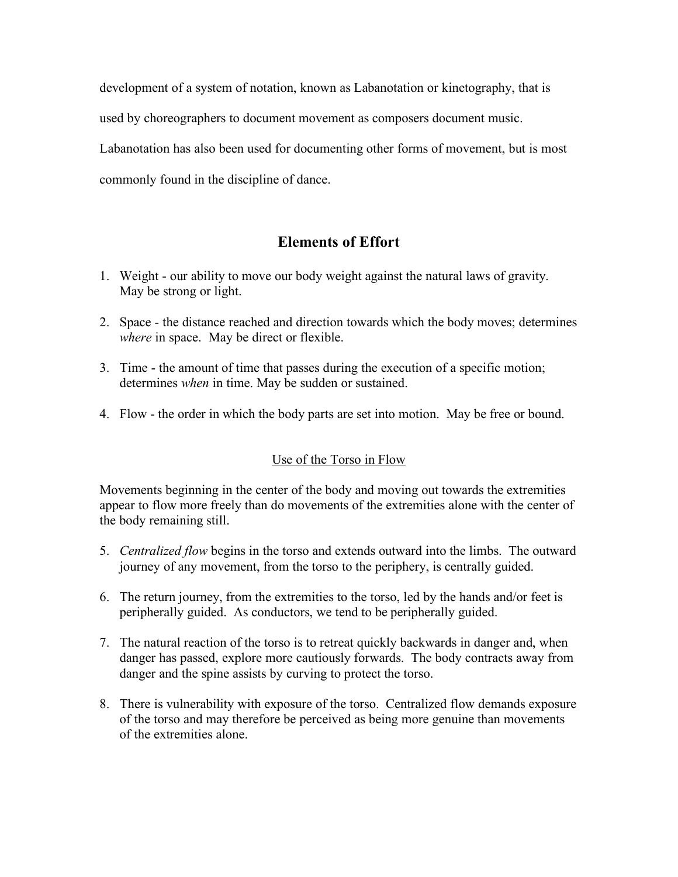development of a system of notation, known as Labanotation or kinetography, that is used by choreographers to document movement as composers document music. Labanotation has also been used for documenting other forms of movement, but is most commonly found in the discipline of dance.

## Elements of Effort

1. Weight - our ability to move our body weight against the natural laws of gravity. May be strong or light.

2. Space - the distance reached and direction towards which the body moves; determines *where* in space. May be direct or flexible.

3. Time - the amount of time that passes during the execution of a specific motion; determines *when* in time. May be sudden or sustained.

4. Flow - the order in which the body parts are set into motion. May be free or bound.

### Use of the Torso in Flow

Movements beginning in the center of the body and moving out towards the extremities appear to flow more freely than do movements of the extremities alone with the center of the body remaining still.

5. *Centralized flow* begins in the torso and extends outward into the limbs. The outward journey of any movement, from the torso to the periphery, is centrally guided.

6. The return journey, from the extremities to the torso, led by the hands and/or feet is peripherally guided. As conductors, we tend to be peripherally guided.

7. The natural reaction of the torso is to retreat quickly backwards in danger and, when danger has passed, explore more cautiously forwards. The body contracts away from danger and the spine assists by curving to protect the torso.

8. There is vulnerability with exposure of the torso. Centralized flow demands exposure of the torso and may therefore be perceived as being more genuine than movements of the extremities alone.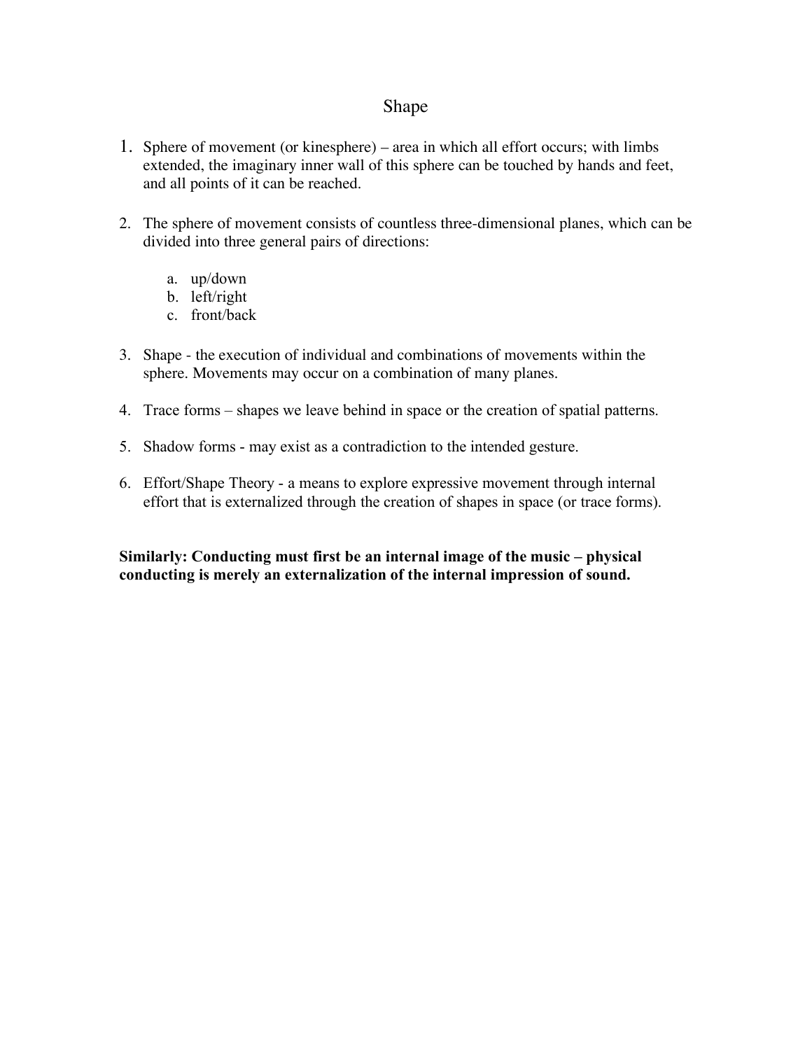# Shape

1. Sphere of movement (or kinesphere) – area in which all effort occurs; with limbs extended, the imaginary inner wall of this sphere can be touched by hands and feet, and all points of it can be reached.

2. The sphere of movement consists of countless three-dimensional planes, which can be divided into three general pairs of directions:

   a. up/down
   b. left/right
   c. front/back

3. Shape - the execution of individual and combinations of movements within the sphere. Movements may occur on a combination of many planes.

4. Trace forms – shapes we leave behind in space or the creation of spatial patterns.

5. Shadow forms - may exist as a contradiction to the intended gesture.

6. Effort/Shape Theory - a means to explore expressive movement through internal effort that is externalized through the creation of shapes in space (or trace forms).

**Similarly: Conducting must first be an internal image of the music – physical conducting is merely an externalization of the internal impression of sound.**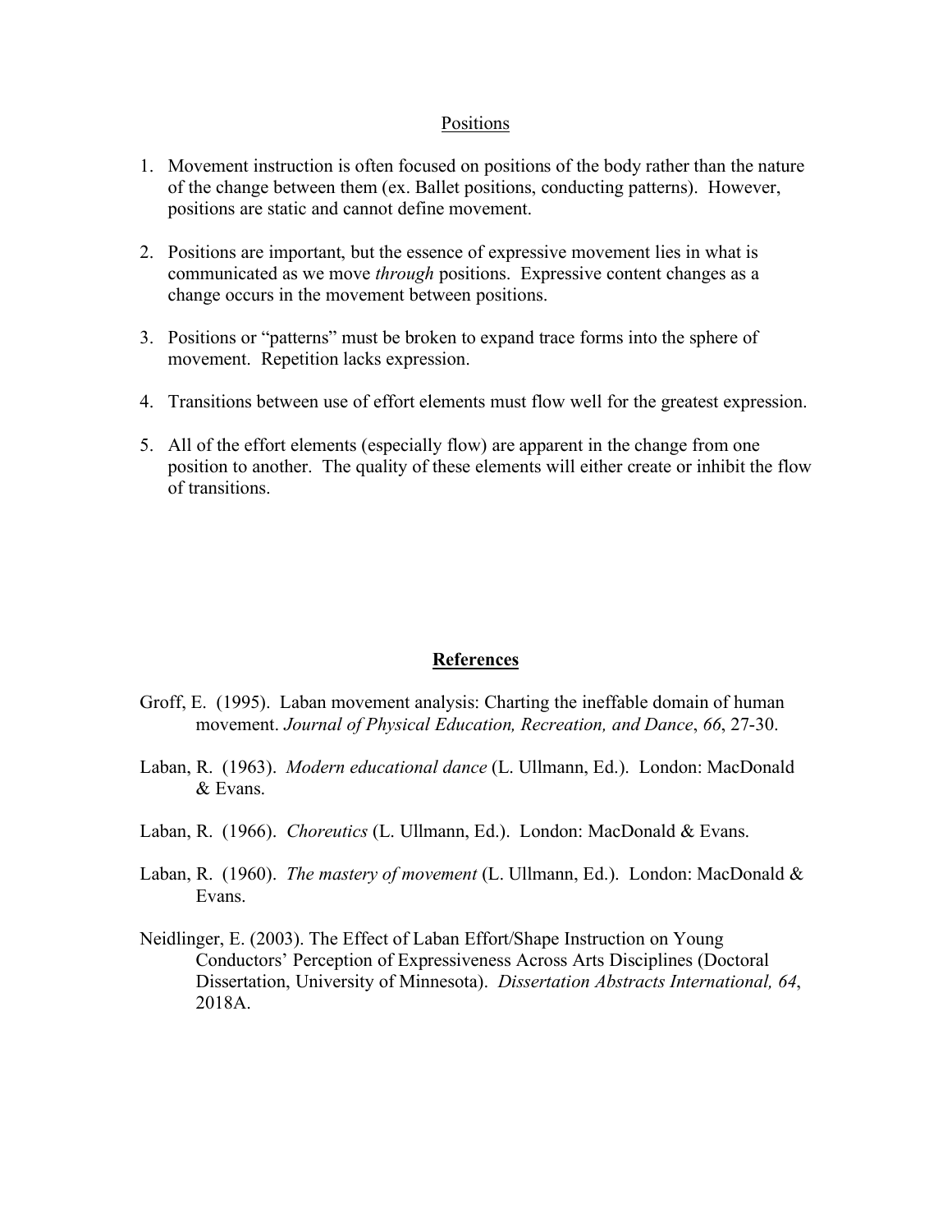## Positions

1. Movement instruction is often focused on positions of the body rather than the nature of the change between them (ex. Ballet positions, conducting patterns). However, positions are static and cannot define movement.

2. Positions are important, but the essence of expressive movement lies in what is communicated as we move *through* positions. Expressive content changes as a change occurs in the movement between positions.

3. Positions or "patterns" must be broken to expand trace forms into the sphere of movement. Repetition lacks expression.

4. Transitions between use of effort elements must flow well for the greatest expression.

5. All of the effort elements (especially flow) are apparent in the change from one position to another. The quality of these elements will either create or inhibit the flow of transitions.

## References

Groff, E. (1995). Laban movement analysis: Charting the ineffable domain of human movement. *Journal of Physical Education, Recreation, and Dance*, *66*, 27-30.

Laban, R. (1963). *Modern educational dance* (L. Ullmann, Ed.). London: MacDonald & Evans.

Laban, R. (1966). *Choreutics* (L. Ullmann, Ed.). London: MacDonald & Evans.

Laban, R. (1960). *The mastery of movement* (L. Ullmann, Ed.). London: MacDonald & Evans.

Neidlinger, E. (2003). The Effect of Laban Effort/Shape Instruction on Young Conductors' Perception of Expressiveness Across Arts Disciplines (Doctoral Dissertation, University of Minnesota). *Dissertation Abstracts International, 64*, 2018A.